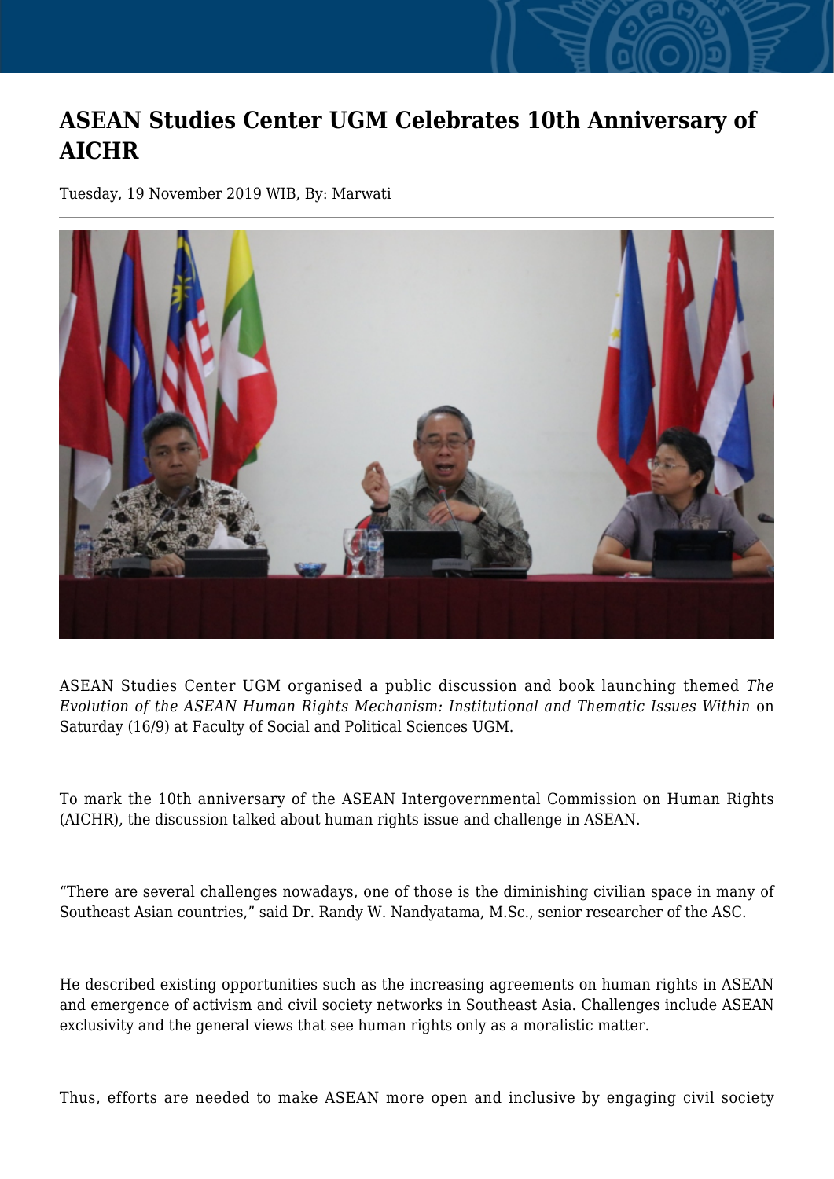# ASEAN Studies Center UGM Celebrates 10th Anniversary of AICHR

Tuesday, 19 November 2019 WIB, By: Marwati

ASEAN Studies Center UGM organised a public discussion and book launching themed *The Evolution of the ASEAN Human Rights Mechanism: Institutional and Thematic Issues Within* on Saturday (16/9) at Faculty of Social and Political Sciences UGM.

To mark the 10th anniversary of the ASEAN Intergovernmental Commission on Human Rights (AICHR), the discussion talked about human rights issue and challenge in ASEAN.

"There are several challenges nowadays, one of those is the diminishing civilian space in many of Southeast Asian countries," said Dr. Randy W. Nandyatama, M.Sc., senior researcher of the ASC.

He described existing opportunities such as the increasing agreements on human rights in ASEAN and emergence of activism and civil society networks in Southeast Asia. Challenges include ASEAN exclusivity and the general views that see human rights only as a moralistic matter.

Thus, efforts are needed to make ASEAN more open and inclusive by engaging civil society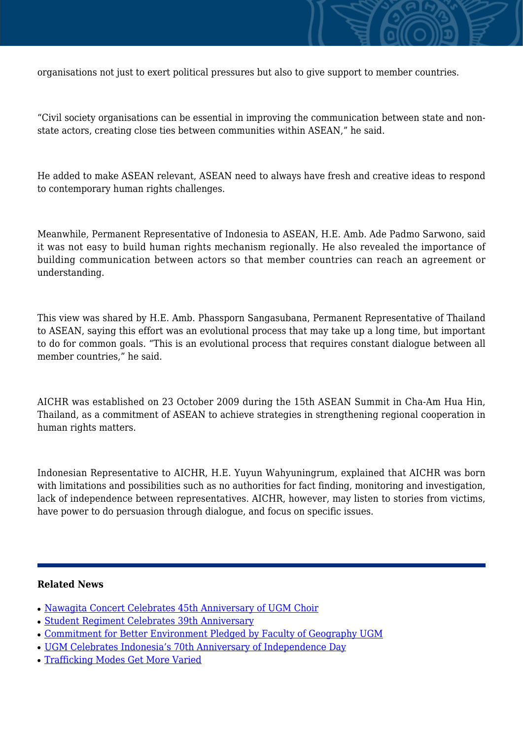organisations not just to exert political pressures but also to give support to member countries.

"Civil society organisations can be essential in improving the communication between state and non-state actors, creating close ties between communities within ASEAN," he said.

He added to make ASEAN relevant, ASEAN need to always have fresh and creative ideas to respond to contemporary human rights challenges.

Meanwhile, Permanent Representative of Indonesia to ASEAN, H.E. Amb. Ade Padmo Sarwono, said it was not easy to build human rights mechanism regionally. He also revealed the importance of building communication between actors so that member countries can reach an agreement or understanding.

This view was shared by H.E. Amb. Phassporn Sangasubana, Permanent Representative of Thailand to ASEAN, saying this effort was an evolutional process that may take up a long time, but important to do for common goals. "This is an evolutional process that requires constant dialogue between all member countries," he said.

AICHR was established on 23 October 2009 during the 15th ASEAN Summit in Cha-Am Hua Hin, Thailand, as a commitment of ASEAN to achieve strategies in strengthening regional cooperation in human rights matters.

Indonesian Representative to AICHR, H.E. Yuyun Wahyuningrum, explained that AICHR was born with limitations and possibilities such as no authorities for fact finding, monitoring and investigation, lack of independence between representatives. AICHR, however, may listen to stories from victims, have power to do persuasion through dialogue, and focus on specific issues.

---

**Related News**

- Nawagita Concert Celebrates 45th Anniversary of UGM Choir
- Student Regiment Celebrates 39th Anniversary
- Commitment for Better Environment Pledged by Faculty of Geography UGM
- UGM Celebrates Indonesia's 70th Anniversary of Independence Day
- Trafficking Modes Get More Varied